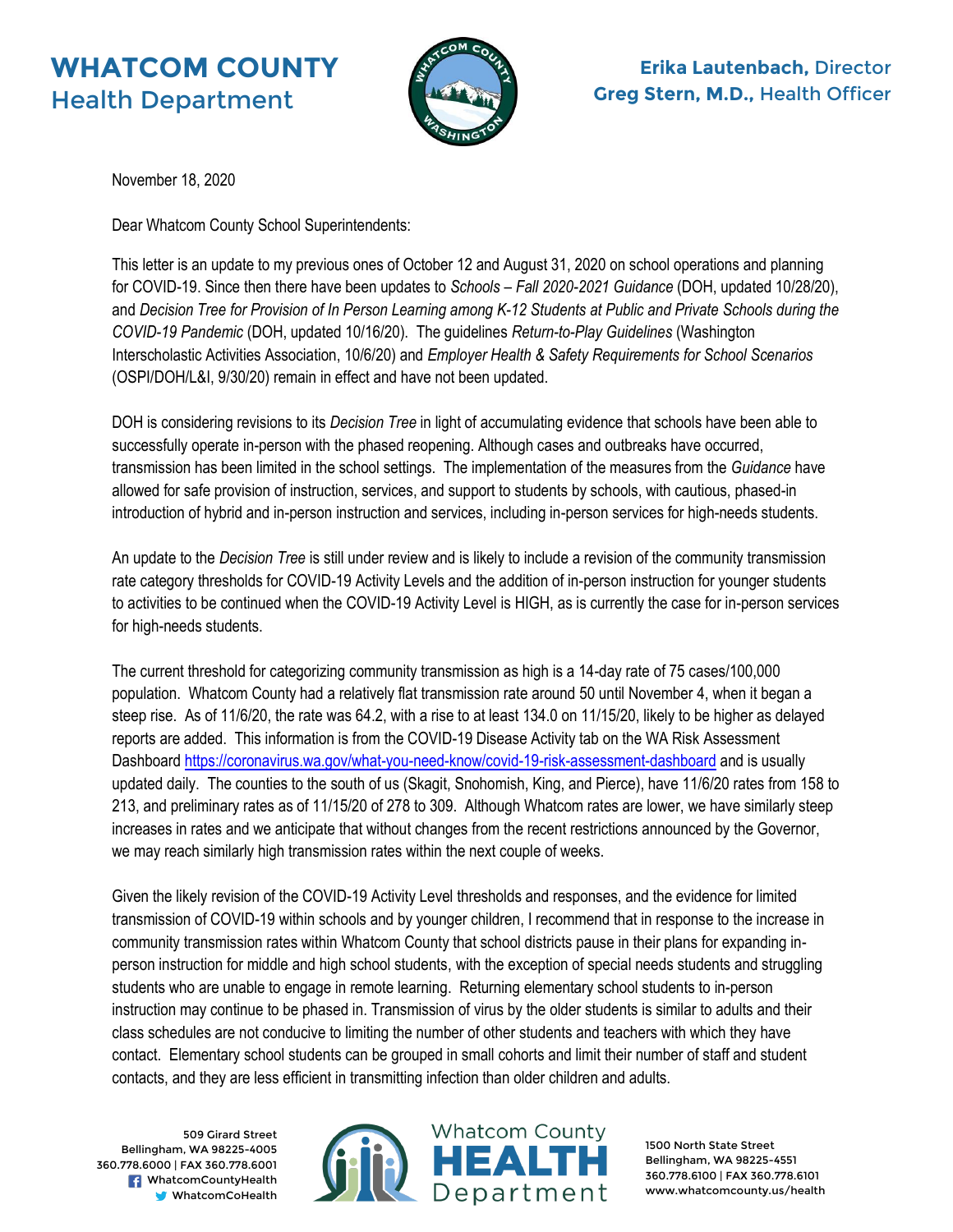# WHATCOM COUNTY
## Health Department

**Erika Lautenbach,** Director
**Greg Stern, M.D.,** Health Officer

November 18, 2020

Dear Whatcom County School Superintendents:

This letter is an update to my previous ones of October 12 and August 31, 2020 on school operations and planning for COVID-19. Since then there have been updates to *Schools – Fall 2020-2021 Guidance* (DOH, updated 10/28/20), and *Decision Tree for Provision of In Person Learning among K-12 Students at Public and Private Schools during the COVID-19 Pandemic* (DOH, updated 10/16/20). The guidelines *Return-to-Play Guidelines* (Washington Interscholastic Activities Association, 10/6/20) and *Employer Health & Safety Requirements for School Scenarios* (OSPI/DOH/L&I, 9/30/20) remain in effect and have not been updated.

DOH is considering revisions to its *Decision Tree* in light of accumulating evidence that schools have been able to successfully operate in-person with the phased reopening. Although cases and outbreaks have occurred, transmission has been limited in the school settings. The implementation of the measures from the *Guidance* have allowed for safe provision of instruction, services, and support to students by schools, with cautious, phased-in introduction of hybrid and in-person instruction and services, including in-person services for high-needs students.

An update to the *Decision Tree* is still under review and is likely to include a revision of the community transmission rate category thresholds for COVID-19 Activity Levels and the addition of in-person instruction for younger students to activities to be continued when the COVID-19 Activity Level is HIGH, as is currently the case for in-person services for high-needs students.

The current threshold for categorizing community transmission as high is a 14-day rate of 75 cases/100,000 population. Whatcom County had a relatively flat transmission rate around 50 until November 4, when it began a steep rise. As of 11/6/20, the rate was 64.2, with a rise to at least 134.0 on 11/15/20, likely to be higher as delayed reports are added. This information is from the COVID-19 Disease Activity tab on the WA Risk Assessment Dashboard https://coronavirus.wa.gov/what-you-need-know/covid-19-risk-assessment-dashboard and is usually updated daily. The counties to the south of us (Skagit, Snohomish, King, and Pierce), have 11/6/20 rates from 158 to 213, and preliminary rates as of 11/15/20 of 278 to 309. Although Whatcom rates are lower, we have similarly steep increases in rates and we anticipate that without changes from the recent restrictions announced by the Governor, we may reach similarly high transmission rates within the next couple of weeks.

Given the likely revision of the COVID-19 Activity Level thresholds and responses, and the evidence for limited transmission of COVID-19 within schools and by younger children, I recommend that in response to the increase in community transmission rates within Whatcom County that school districts pause in their plans for expanding in-person instruction for middle and high school students, with the exception of special needs students and struggling students who are unable to engage in remote learning. Returning elementary school students to in-person instruction may continue to be phased in. Transmission of virus by the older students is similar to adults and their class schedules are not conducive to limiting the number of other students and teachers with which they have contact. Elementary school students can be grouped in small cohorts and limit their number of staff and student contacts, and they are less efficient in transmitting infection than older children and adults.

509 Girard Street
Bellingham, WA 98225-4005
360.778.6000 | FAX 360.778.6001
WhatcomCountyHealth
WhatcomCoHealth

Whatcom County HEALTH Department

1500 North State Street
Bellingham, WA 98225-4551
360.778.6100 | FAX 360.778.6101
www.whatcomcounty.us/health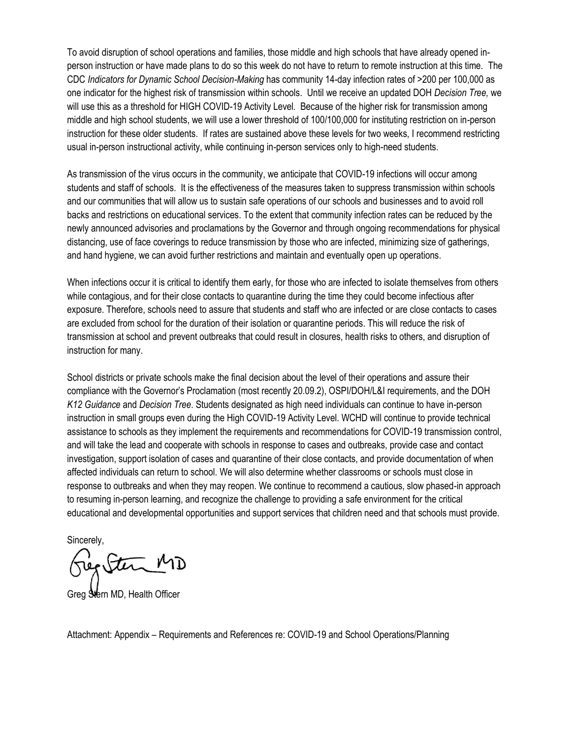To avoid disruption of school operations and families, those middle and high schools that have already opened in-person instruction or have made plans to do so this week do not have to return to remote instruction at this time. The CDC *Indicators for Dynamic School Decision-Making* has community 14-day infection rates of >200 per 100,000 as one indicator for the highest risk of transmission within schools. Until we receive an updated DOH *Decision Tree,* we will use this as a threshold for HIGH COVID-19 Activity Level. Because of the higher risk for transmission among middle and high school students, we will use a lower threshold of 100/100,000 for instituting restriction on in-person instruction for these older students. If rates are sustained above these levels for two weeks, I recommend restricting usual in-person instructional activity, while continuing in-person services only to high-need students.

As transmission of the virus occurs in the community, we anticipate that COVID-19 infections will occur among students and staff of schools. It is the effectiveness of the measures taken to suppress transmission within schools and our communities that will allow us to sustain safe operations of our schools and businesses and to avoid roll backs and restrictions on educational services. To the extent that community infection rates can be reduced by the newly announced advisories and proclamations by the Governor and through ongoing recommendations for physical distancing, use of face coverings to reduce transmission by those who are infected, minimizing size of gatherings, and hand hygiene, we can avoid further restrictions and maintain and eventually open up operations.

When infections occur it is critical to identify them early, for those who are infected to isolate themselves from others while contagious, and for their close contacts to quarantine during the time they could become infectious after exposure. Therefore, schools need to assure that students and staff who are infected or are close contacts to cases are excluded from school for the duration of their isolation or quarantine periods. This will reduce the risk of transmission at school and prevent outbreaks that could result in closures, health risks to others, and disruption of instruction for many.

School districts or private schools make the final decision about the level of their operations and assure their compliance with the Governor's Proclamation (most recently 20.09.2), OSPI/DOH/L&I requirements, and the DOH *K12 Guidance* and *Decision Tree*. Students designated as high need individuals can continue to have in-person instruction in small groups even during the High COVID-19 Activity Level. WCHD will continue to provide technical assistance to schools as they implement the requirements and recommendations for COVID-19 transmission control, and will take the lead and cooperate with schools in response to cases and outbreaks, provide case and contact investigation, support isolation of cases and quarantine of their close contacts, and provide documentation of when affected individuals can return to school. We will also determine whether classrooms or schools must close in response to outbreaks and when they may reopen. We continue to recommend a cautious, slow phased-in approach to resuming in-person learning, and recognize the challenge to providing a safe environment for the critical educational and developmental opportunities and support services that children need and that schools must provide.

Sincerely,

Greg Stern MD

Greg Stern MD, Health Officer

Attachment: Appendix – Requirements and References re: COVID-19 and School Operations/Planning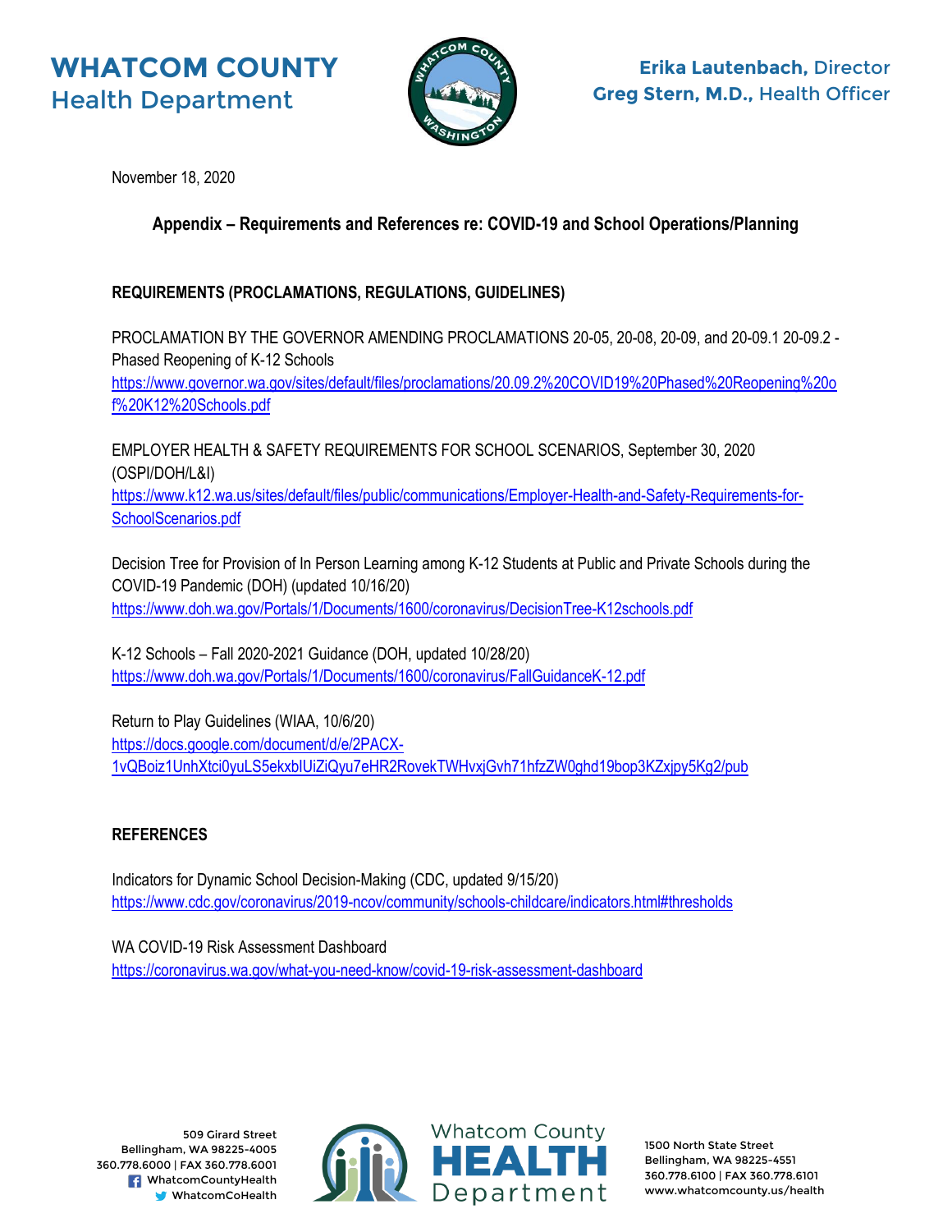November 18, 2020

## Appendix – Requirements and References re: COVID-19 and School Operations/Planning

### REQUIREMENTS (PROCLAMATIONS, REGULATIONS, GUIDELINES)

PROCLAMATION BY THE GOVERNOR AMENDING PROCLAMATIONS 20-05, 20-08, 20-09, and 20-09.1 20-09.2 - Phased Reopening of K-12 Schools
https://www.governor.wa.gov/sites/default/files/proclamations/20.09.2%20COVID19%20Phased%20Reopening%20of%20K12%20Schools.pdf

EMPLOYER HEALTH & SAFETY REQUIREMENTS FOR SCHOOL SCENARIOS, September 30, 2020 (OSPI/DOH/L&I)
https://www.k12.wa.us/sites/default/files/public/communications/Employer-Health-and-Safety-Requirements-for-SchoolScenarios.pdf

Decision Tree for Provision of In Person Learning among K-12 Students at Public and Private Schools during the COVID-19 Pandemic (DOH) (updated 10/16/20)
https://www.doh.wa.gov/Portals/1/Documents/1600/coronavirus/DecisionTree-K12schools.pdf

K-12 Schools – Fall 2020-2021 Guidance (DOH, updated 10/28/20)
https://www.doh.wa.gov/Portals/1/Documents/1600/coronavirus/FallGuidanceK-12.pdf

Return to Play Guidelines (WIAA, 10/6/20)
https://docs.google.com/document/d/e/2PACX-1vQBoiz1UnhXtci0yuLS5ekxblUiZiQyu7eHR2RovekTWHvxjGvh71hfzZW0ghd19bop3KZxjpy5Kg2/pub

### REFERENCES

Indicators for Dynamic School Decision-Making (CDC, updated 9/15/20)
https://www.cdc.gov/coronavirus/2019-ncov/community/schools-childcare/indicators.html#thresholds

WA COVID-19 Risk Assessment Dashboard
https://coronavirus.wa.gov/what-you-need-know/covid-19-risk-assessment-dashboard